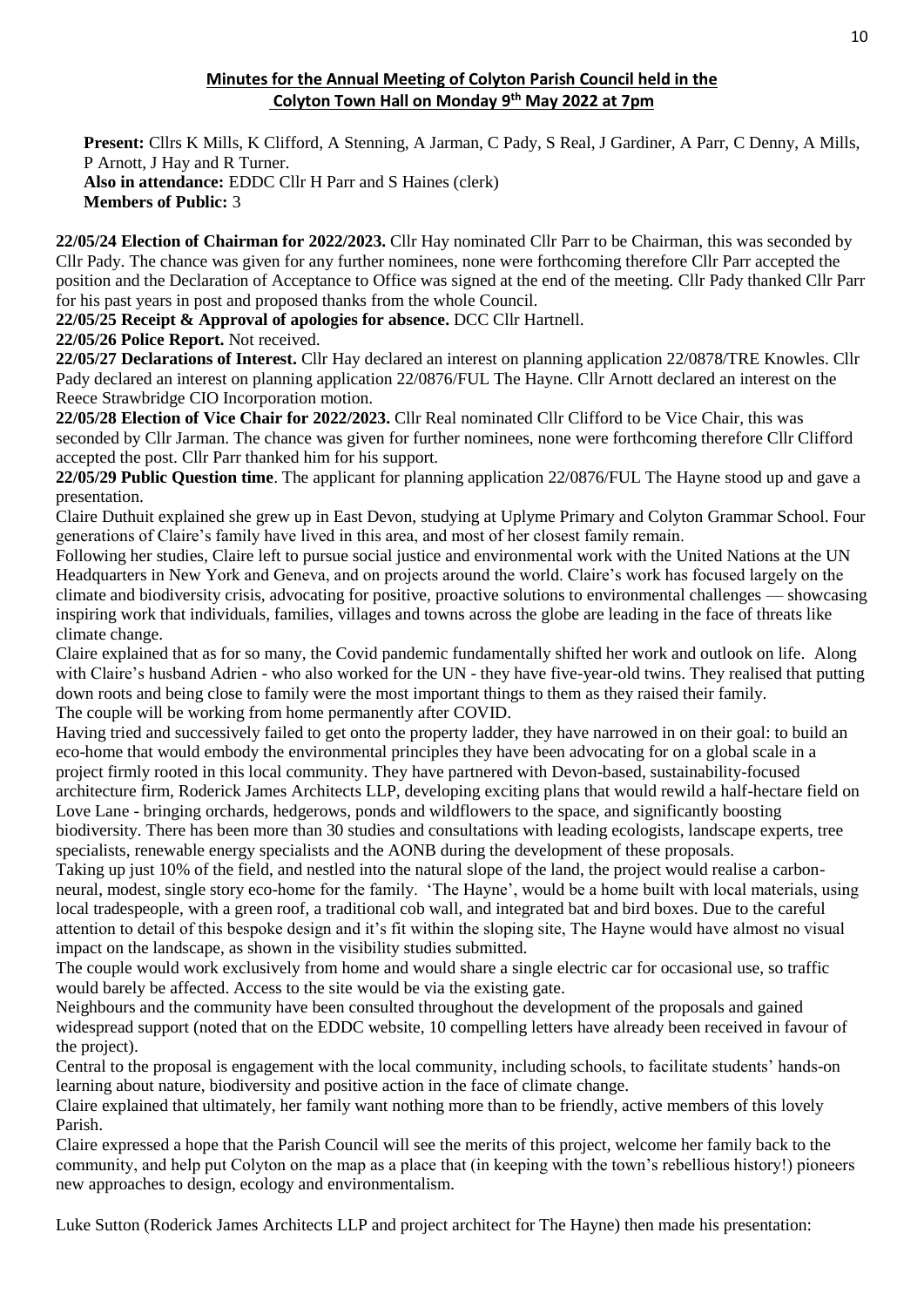# Minutes for the Annual Meeting of Colyton Parish Council held in the Colyton Town Hall on Monday 9th May 2022 at 7pm

**Present:** Cllrs K Mills, K Clifford, A Stenning, A Jarman, C Pady, S Real, J Gardiner, A Parr, C Denny, A Mills, P Arnott, J Hay and R Turner.
**Also in attendance:** EDDC Cllr H Parr and S Haines (clerk)
**Members of Public:** 3

**22/05/24 Election of Chairman for 2022/2023.** Cllr Hay nominated Cllr Parr to be Chairman, this was seconded by Cllr Pady. The chance was given for any further nominees, none were forthcoming therefore Cllr Parr accepted the position and the Declaration of Acceptance to Office was signed at the end of the meeting. Cllr Pady thanked Cllr Parr for his past years in post and proposed thanks from the whole Council.

**22/05/25 Receipt & Approval of apologies for absence.** DCC Cllr Hartnell.

**22/05/26 Police Report.** Not received.

**22/05/27 Declarations of Interest.** Cllr Hay declared an interest on planning application 22/0878/TRE Knowles. Cllr Pady declared an interest on planning application 22/0876/FUL The Hayne. Cllr Arnott declared an interest on the Reece Strawbridge CIO Incorporation motion.

**22/05/28 Election of Vice Chair for 2022/2023.** Cllr Real nominated Cllr Clifford to be Vice Chair, this was seconded by Cllr Jarman. The chance was given for further nominees, none were forthcoming therefore Cllr Clifford accepted the post. Cllr Parr thanked him for his support.

**22/05/29 Public Question time**. The applicant for planning application 22/0876/FUL The Hayne stood up and gave a presentation.

Claire Duthuit explained she grew up in East Devon, studying at Uplyme Primary and Colyton Grammar School. Four generations of Claire's family have lived in this area, and most of her closest family remain.

Following her studies, Claire left to pursue social justice and environmental work with the United Nations at the UN Headquarters in New York and Geneva, and on projects around the world. Claire's work has focused largely on the climate and biodiversity crisis, advocating for positive, proactive solutions to environmental challenges — showcasing inspiring work that individuals, families, villages and towns across the globe are leading in the face of threats like climate change.

Claire explained that as for so many, the Covid pandemic fundamentally shifted her work and outlook on life. Along with Claire's husband Adrien - who also worked for the UN - they have five-year-old twins. They realised that putting down roots and being close to family were the most important things to them as they raised their family.
The couple will be working from home permanently after COVID.

Having tried and successively failed to get onto the property ladder, they have narrowed in on their goal: to build an eco-home that would embody the environmental principles they have been advocating for on a global scale in a project firmly rooted in this local community. They have partnered with Devon-based, sustainability-focused architecture firm, Roderick James Architects LLP, developing exciting plans that would rewild a half-hectare field on Love Lane - bringing orchards, hedgerows, ponds and wildflowers to the space, and significantly boosting biodiversity. There has been more than 30 studies and consultations with leading ecologists, landscape experts, tree specialists, renewable energy specialists and the AONB during the development of these proposals.

Taking up just 10% of the field, and nestled into the natural slope of the land, the project would realise a carbon-neural, modest, single story eco-home for the family. 'The Hayne', would be a home built with local materials, using local tradespeople, with a green roof, a traditional cob wall, and integrated bat and bird boxes. Due to the careful attention to detail of this bespoke design and it's fit within the sloping site, The Hayne would have almost no visual impact on the landscape, as shown in the visibility studies submitted.

The couple would work exclusively from home and would share a single electric car for occasional use, so traffic would barely be affected. Access to the site would be via the existing gate.

Neighbours and the community have been consulted throughout the development of the proposals and gained widespread support (noted that on the EDDC website, 10 compelling letters have already been received in favour of the project).

Central to the proposal is engagement with the local community, including schools, to facilitate students' hands-on learning about nature, biodiversity and positive action in the face of climate change.

Claire explained that ultimately, her family want nothing more than to be friendly, active members of this lovely Parish.

Claire expressed a hope that the Parish Council will see the merits of this project, welcome her family back to the community, and help put Colyton on the map as a place that (in keeping with the town's rebellious history!) pioneers new approaches to design, ecology and environmentalism.

Luke Sutton (Roderick James Architects LLP and project architect for The Hayne) then made his presentation: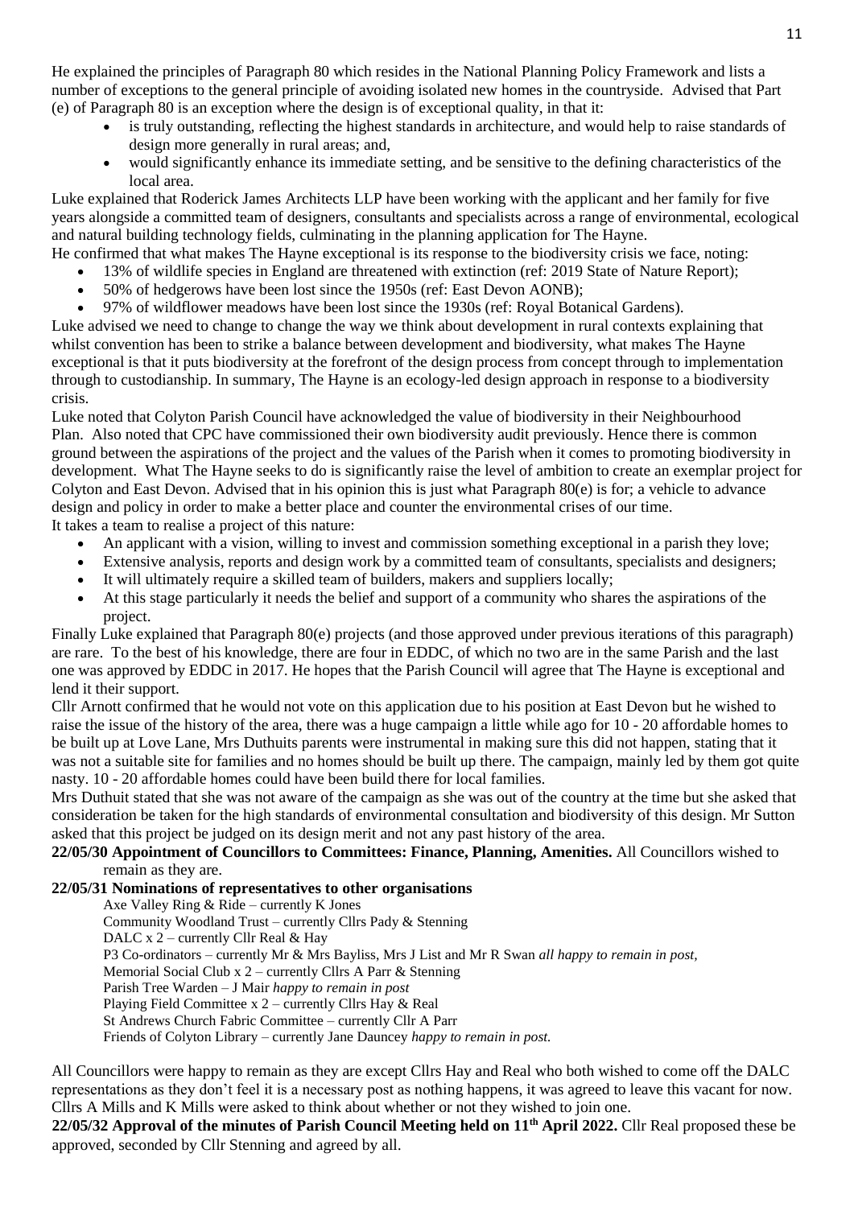He explained the principles of Paragraph 80 which resides in the National Planning Policy Framework and lists a number of exceptions to the general principle of avoiding isolated new homes in the countryside. Advised that Part (e) of Paragraph 80 is an exception where the design is of exceptional quality, in that it:

- is truly outstanding, reflecting the highest standards in architecture, and would help to raise standards of design more generally in rural areas; and,
- would significantly enhance its immediate setting, and be sensitive to the defining characteristics of the local area.

Luke explained that Roderick James Architects LLP have been working with the applicant and her family for five years alongside a committed team of designers, consultants and specialists across a range of environmental, ecological and natural building technology fields, culminating in the planning application for The Hayne.

He confirmed that what makes The Hayne exceptional is its response to the biodiversity crisis we face, noting:

- 13% of wildlife species in England are threatened with extinction (ref: 2019 State of Nature Report);
- 50% of hedgerows have been lost since the 1950s (ref: East Devon AONB);
- 97% of wildflower meadows have been lost since the 1930s (ref: Royal Botanical Gardens).

Luke advised we need to change to change the way we think about development in rural contexts explaining that whilst convention has been to strike a balance between development and biodiversity, what makes The Hayne exceptional is that it puts biodiversity at the forefront of the design process from concept through to implementation through to custodianship. In summary, The Hayne is an ecology-led design approach in response to a biodiversity crisis.

Luke noted that Colyton Parish Council have acknowledged the value of biodiversity in their Neighbourhood Plan. Also noted that CPC have commissioned their own biodiversity audit previously. Hence there is common ground between the aspirations of the project and the values of the Parish when it comes to promoting biodiversity in development. What The Hayne seeks to do is significantly raise the level of ambition to create an exemplar project for Colyton and East Devon. Advised that in his opinion this is just what Paragraph 80(e) is for; a vehicle to advance design and policy in order to make a better place and counter the environmental crises of our time.

It takes a team to realise a project of this nature:

- An applicant with a vision, willing to invest and commission something exceptional in a parish they love;
- Extensive analysis, reports and design work by a committed team of consultants, specialists and designers;
- It will ultimately require a skilled team of builders, makers and suppliers locally;
- At this stage particularly it needs the belief and support of a community who shares the aspirations of the project.

Finally Luke explained that Paragraph 80(e) projects (and those approved under previous iterations of this paragraph) are rare. To the best of his knowledge, there are four in EDDC, of which no two are in the same Parish and the last one was approved by EDDC in 2017. He hopes that the Parish Council will agree that The Hayne is exceptional and lend it their support.

Cllr Arnott confirmed that he would not vote on this application due to his position at East Devon but he wished to raise the issue of the history of the area, there was a huge campaign a little while ago for 10 - 20 affordable homes to be built up at Love Lane, Mrs Duthuits parents were instrumental in making sure this did not happen, stating that it was not a suitable site for families and no homes should be built up there. The campaign, mainly led by them got quite nasty. 10 - 20 affordable homes could have been build there for local families.

Mrs Duthuit stated that she was not aware of the campaign as she was out of the country at the time but she asked that consideration be taken for the high standards of environmental consultation and biodiversity of this design. Mr Sutton asked that this project be judged on its design merit and not any past history of the area.

**22/05/30 Appointment of Councillors to Committees: Finance, Planning, Amenities.** All Councillors wished to remain as they are.

**22/05/31 Nominations of representatives to other organisations**

Axe Valley Ring & Ride – currently K Jones
Community Woodland Trust – currently Cllrs Pady & Stenning
DALC x 2 – currently Cllr Real & Hay
P3 Co-ordinators – currently Mr & Mrs Bayliss, Mrs J List and Mr R Swan *all happy to remain in post,*
Memorial Social Club x 2 – currently Cllrs A Parr & Stenning
Parish Tree Warden – J Mair *happy to remain in post*
Playing Field Committee x 2 – currently Cllrs Hay & Real
St Andrews Church Fabric Committee – currently Cllr A Parr
Friends of Colyton Library – currently Jane Dauncey *happy to remain in post.*

All Councillors were happy to remain as they are except Cllrs Hay and Real who both wished to come off the DALC representations as they don't feel it is a necessary post as nothing happens, it was agreed to leave this vacant for now. Cllrs A Mills and K Mills were asked to think about whether or not they wished to join one.

**22/05/32 Approval of the minutes of Parish Council Meeting held on 11th April 2022.** Cllr Real proposed these be approved, seconded by Cllr Stenning and agreed by all.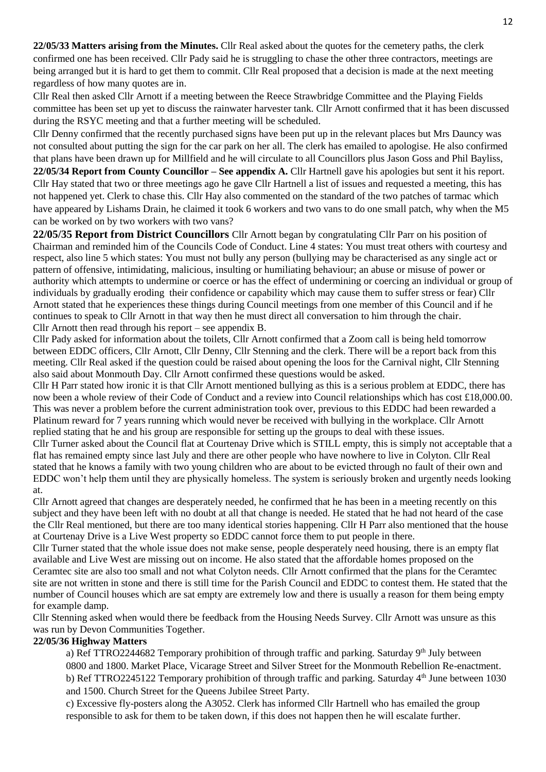**22/05/33 Matters arising from the Minutes.** Cllr Real asked about the quotes for the cemetery paths, the clerk confirmed one has been received. Cllr Pady said he is struggling to chase the other three contractors, meetings are being arranged but it is hard to get them to commit. Cllr Real proposed that a decision is made at the next meeting regardless of how many quotes are in.

Cllr Real then asked Cllr Arnott if a meeting between the Reece Strawbridge Committee and the Playing Fields committee has been set up yet to discuss the rainwater harvester tank. Cllr Arnott confirmed that it has been discussed during the RSYC meeting and that a further meeting will be scheduled.

Cllr Denny confirmed that the recently purchased signs have been put up in the relevant places but Mrs Dauncy was not consulted about putting the sign for the car park on her all. The clerk has emailed to apologise. He also confirmed that plans have been drawn up for Millfield and he will circulate to all Councillors plus Jason Goss and Phil Bayliss,

**22/05/34 Report from County Councillor – See appendix A.** Cllr Hartnell gave his apologies but sent it his report. Cllr Hay stated that two or three meetings ago he gave Cllr Hartnell a list of issues and requested a meeting, this has not happened yet. Clerk to chase this. Cllr Hay also commented on the standard of the two patches of tarmac which have appeared by Lishams Drain, he claimed it took 6 workers and two vans to do one small patch, why when the M5 can be worked on by two workers with two vans?

**22/05/35 Report from District Councillors** Cllr Arnott began by congratulating Cllr Parr on his position of Chairman and reminded him of the Councils Code of Conduct. Line 4 states: You must treat others with courtesy and respect, also line 5 which states: You must not bully any person (bullying may be characterised as any single act or pattern of offensive, intimidating, malicious, insulting or humiliating behaviour; an abuse or misuse of power or authority which attempts to undermine or coerce or has the effect of undermining or coercing an individual or group of individuals by gradually eroding their confidence or capability which may cause them to suffer stress or fear) Cllr Arnott stated that he experiences these things during Council meetings from one member of this Council and if he continues to speak to Cllr Arnott in that way then he must direct all conversation to him through the chair.

Cllr Arnott then read through his report – see appendix B.

Cllr Pady asked for information about the toilets, Cllr Arnott confirmed that a Zoom call is being held tomorrow between EDDC officers, Cllr Arnott, Cllr Denny, Cllr Stenning and the clerk. There will be a report back from this meeting. Cllr Real asked if the question could be raised about opening the loos for the Carnival night, Cllr Stenning also said about Monmouth Day. Cllr Arnott confirmed these questions would be asked.

Cllr H Parr stated how ironic it is that Cllr Arnott mentioned bullying as this is a serious problem at EDDC, there has now been a whole review of their Code of Conduct and a review into Council relationships which has cost £18,000.00. This was never a problem before the current administration took over, previous to this EDDC had been rewarded a Platinum reward for 7 years running which would never be received with bullying in the workplace. Cllr Arnott replied stating that he and his group are responsible for setting up the groups to deal with these issues.

Cllr Turner asked about the Council flat at Courtenay Drive which is STILL empty, this is simply not acceptable that a flat has remained empty since last July and there are other people who have nowhere to live in Colyton. Cllr Real stated that he knows a family with two young children who are about to be evicted through no fault of their own and EDDC won't help them until they are physically homeless. The system is seriously broken and urgently needs looking at.

Cllr Arnott agreed that changes are desperately needed, he confirmed that he has been in a meeting recently on this subject and they have been left with no doubt at all that change is needed. He stated that he had not heard of the case the Cllr Real mentioned, but there are too many identical stories happening. Cllr H Parr also mentioned that the house at Courtenay Drive is a Live West property so EDDC cannot force them to put people in there.

Cllr Turner stated that the whole issue does not make sense, people desperately need housing, there is an empty flat available and Live West are missing out on income. He also stated that the affordable homes proposed on the Ceramtec site are also too small and not what Colyton needs. Cllr Arnott confirmed that the plans for the Ceramtec site are not written in stone and there is still time for the Parish Council and EDDC to contest them. He stated that the number of Council houses which are sat empty are extremely low and there is usually a reason for them being empty for example damp.

Cllr Stenning asked when would there be feedback from the Housing Needs Survey. Cllr Arnott was unsure as this was run by Devon Communities Together.

**22/05/36 Highway Matters**

a) Ref TTRO2244682 Temporary prohibition of through traffic and parking. Saturday 9th July between 0800 and 1800. Market Place, Vicarage Street and Silver Street for the Monmouth Rebellion Re-enactment.

b) Ref TTRO2245122 Temporary prohibition of through traffic and parking. Saturday 4th June between 1030 and 1500. Church Street for the Queens Jubilee Street Party.

c) Excessive fly-posters along the A3052. Clerk has informed Cllr Hartnell who has emailed the group responsible to ask for them to be taken down, if this does not happen then he will escalate further.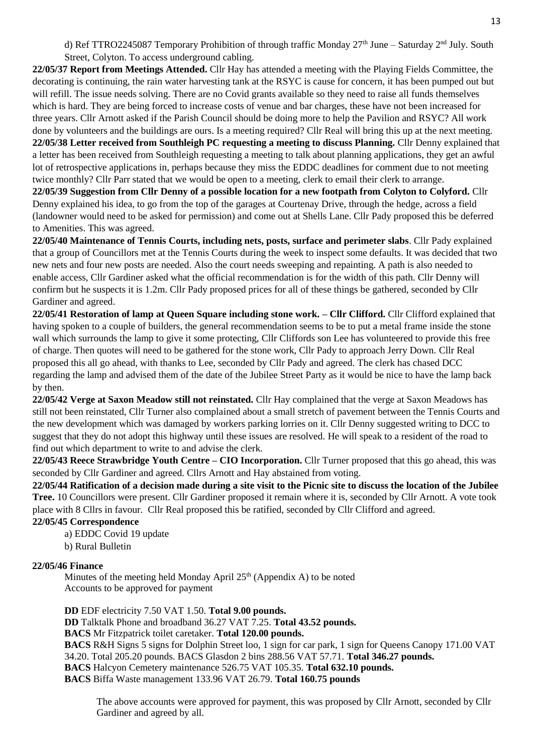d) Ref TTRO2245087 Temporary Prohibition of through traffic Monday 27th June – Saturday 2nd July. South Street, Colyton. To access underground cabling.

**22/05/37 Report from Meetings Attended.** Cllr Hay has attended a meeting with the Playing Fields Committee, the decorating is continuing, the rain water harvesting tank at the RSYC is cause for concern, it has been pumped out but will refill. The issue needs solving. There are no Covid grants available so they need to raise all funds themselves which is hard. They are being forced to increase costs of venue and bar charges, these have not been increased for three years. Cllr Arnott asked if the Parish Council should be doing more to help the Pavilion and RSYC? All work done by volunteers and the buildings are ours. Is a meeting required? Cllr Real will bring this up at the next meeting.

**22/05/38 Letter received from Southleigh PC requesting a meeting to discuss Planning.** Cllr Denny explained that a letter has been received from Southleigh requesting a meeting to talk about planning applications, they get an awful lot of retrospective applications in, perhaps because they miss the EDDC deadlines for comment due to not meeting twice monthly? Cllr Parr stated that we would be open to a meeting, clerk to email their clerk to arrange.

**22/05/39 Suggestion from Cllr Denny of a possible location for a new footpath from Colyton to Colyford.** Cllr Denny explained his idea, to go from the top of the garages at Courtenay Drive, through the hedge, across a field (landowner would need to be asked for permission) and come out at Shells Lane. Cllr Pady proposed this be deferred to Amenities. This was agreed.

**22/05/40 Maintenance of Tennis Courts, including nets, posts, surface and perimeter slabs**. Cllr Pady explained that a group of Councillors met at the Tennis Courts during the week to inspect some defaults. It was decided that two new nets and four new posts are needed. Also the court needs sweeping and repainting. A path is also needed to enable access, Cllr Gardiner asked what the official recommendation is for the width of this path. Cllr Denny will confirm but he suspects it is 1.2m. Cllr Pady proposed prices for all of these things be gathered, seconded by Cllr Gardiner and agreed.

**22/05/41 Restoration of lamp at Queen Square including stone work. – Cllr Clifford.** Cllr Clifford explained that having spoken to a couple of builders, the general recommendation seems to be to put a metal frame inside the stone wall which surrounds the lamp to give it some protecting, Cllr Cliffords son Lee has volunteered to provide this free of charge. Then quotes will need to be gathered for the stone work, Cllr Pady to approach Jerry Down. Cllr Real proposed this all go ahead, with thanks to Lee, seconded by Cllr Pady and agreed. The clerk has chased DCC regarding the lamp and advised them of the date of the Jubilee Street Party as it would be nice to have the lamp back by then.

**22/05/42 Verge at Saxon Meadow still not reinstated.** Cllr Hay complained that the verge at Saxon Meadows has still not been reinstated, Cllr Turner also complained about a small stretch of pavement between the Tennis Courts and the new development which was damaged by workers parking lorries on it. Cllr Denny suggested writing to DCC to suggest that they do not adopt this highway until these issues are resolved. He will speak to a resident of the road to find out which department to write to and advise the clerk.

**22/05/43 Reece Strawbridge Youth Centre – CIO Incorporation.** Cllr Turner proposed that this go ahead, this was seconded by Cllr Gardiner and agreed. Cllrs Arnott and Hay abstained from voting.

**22/05/44 Ratification of a decision made during a site visit to the Picnic site to discuss the location of the Jubilee Tree.** 10 Councillors were present. Cllr Gardiner proposed it remain where it is, seconded by Cllr Arnott. A vote took place with 8 Cllrs in favour. Cllr Real proposed this be ratified, seconded by Cllr Clifford and agreed.

**22/05/45 Correspondence**

a) EDDC Covid 19 update
b) Rural Bulletin

**22/05/46 Finance**

Minutes of the meeting held Monday April 25th (Appendix A) to be noted
Accounts to be approved for payment

**DD** EDF electricity 7.50 VAT 1.50. **Total 9.00 pounds.**
**DD** Talktalk Phone and broadband 36.27 VAT 7.25. **Total 43.52 pounds.**
**BACS** Mr Fitzpatrick toilet caretaker. **Total 120.00 pounds.**
**BACS** R&H Signs 5 signs for Dolphin Street loo, 1 sign for car park, 1 sign for Queens Canopy 171.00 VAT 34.20. Total 205.20 pounds. BACS Glasdon 2 bins 288.56 VAT 57.71. **Total 346.27 pounds.**
**BACS** Halcyon Cemetery maintenance 526.75 VAT 105.35. **Total 632.10 pounds.**
**BACS** Biffa Waste management 133.96 VAT 26.79. **Total 160.75 pounds**

The above accounts were approved for payment, this was proposed by Cllr Arnott, seconded by Cllr Gardiner and agreed by all.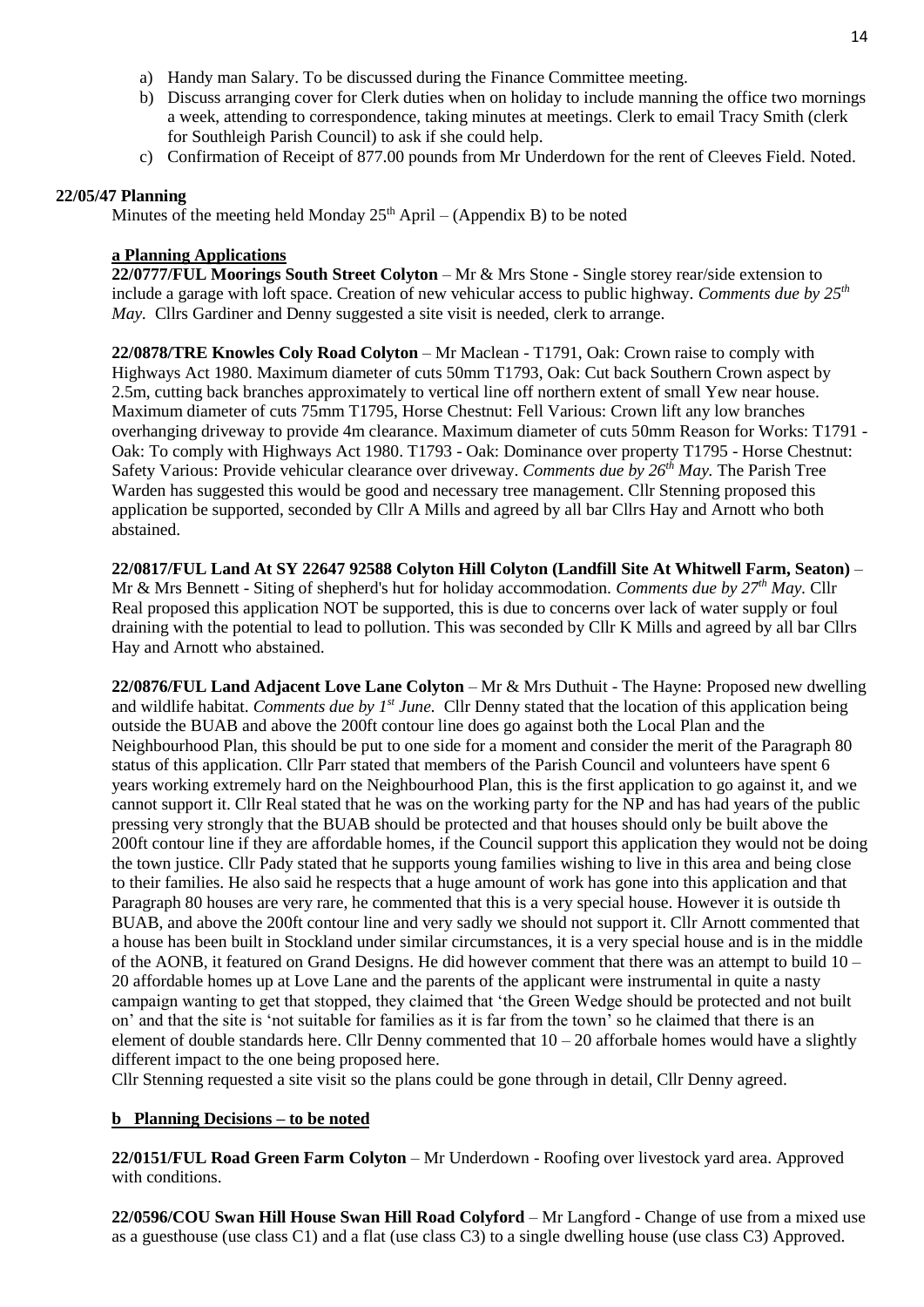a) Handy man Salary. To be discussed during the Finance Committee meeting.
b) Discuss arranging cover for Clerk duties when on holiday to include manning the office two mornings a week, attending to correspondence, taking minutes at meetings. Clerk to email Tracy Smith (clerk for Southleigh Parish Council) to ask if she could help.
c) Confirmation of Receipt of 877.00 pounds from Mr Underdown for the rent of Cleeves Field. Noted.

**22/05/47 Planning**

Minutes of the meeting held Monday 25th April – (Appendix B) to be noted

**a Planning Applications**

**22/0777/FUL Moorings South Street Colyton** – Mr & Mrs Stone - Single storey rear/side extension to include a garage with loft space. Creation of new vehicular access to public highway. *Comments due by 25th May.* Cllrs Gardiner and Denny suggested a site visit is needed, clerk to arrange.

**22/0878/TRE Knowles Coly Road Colyton** – Mr Maclean - T1791, Oak: Crown raise to comply with Highways Act 1980. Maximum diameter of cuts 50mm T1793, Oak: Cut back Southern Crown aspect by 2.5m, cutting back branches approximately to vertical line off northern extent of small Yew near house. Maximum diameter of cuts 75mm T1795, Horse Chestnut: Fell Various: Crown lift any low branches overhanging driveway to provide 4m clearance. Maximum diameter of cuts 50mm Reason for Works: T1791 - Oak: To comply with Highways Act 1980. T1793 - Oak: Dominance over property T1795 - Horse Chestnut: Safety Various: Provide vehicular clearance over driveway. *Comments due by 26th May.* The Parish Tree Warden has suggested this would be good and necessary tree management. Cllr Stenning proposed this application be supported, seconded by Cllr A Mills and agreed by all bar Cllrs Hay and Arnott who both abstained.

**22/0817/FUL Land At SY 22647 92588 Colyton Hill Colyton (Landfill Site At Whitwell Farm, Seaton)** – Mr & Mrs Bennett - Siting of shepherd's hut for holiday accommodation. *Comments due by 27th May.* Cllr Real proposed this application NOT be supported, this is due to concerns over lack of water supply or foul draining with the potential to lead to pollution. This was seconded by Cllr K Mills and agreed by all bar Cllrs Hay and Arnott who abstained.

**22/0876/FUL Land Adjacent Love Lane Colyton** – Mr & Mrs Duthuit - The Hayne: Proposed new dwelling and wildlife habitat. *Comments due by 1st June.* Cllr Denny stated that the location of this application being outside the BUAB and above the 200ft contour line does go against both the Local Plan and the Neighbourhood Plan, this should be put to one side for a moment and consider the merit of the Paragraph 80 status of this application. Cllr Parr stated that members of the Parish Council and volunteers have spent 6 years working extremely hard on the Neighbourhood Plan, this is the first application to go against it, and we cannot support it. Cllr Real stated that he was on the working party for the NP and has had years of the public pressing very strongly that the BUAB should be protected and that houses should only be built above the 200ft contour line if they are affordable homes, if the Council support this application they would not be doing the town justice. Cllr Pady stated that he supports young families wishing to live in this area and being close to their families. He also said he respects that a huge amount of work has gone into this application and that Paragraph 80 houses are very rare, he commented that this is a very special house. However it is outside th BUAB, and above the 200ft contour line and very sadly we should not support it. Cllr Arnott commented that a house has been built in Stockland under similar circumstances, it is a very special house and is in the middle of the AONB, it featured on Grand Designs. He did however comment that there was an attempt to build 10 – 20 affordable homes up at Love Lane and the parents of the applicant were instrumental in quite a nasty campaign wanting to get that stopped, they claimed that 'the Green Wedge should be protected and not built on' and that the site is 'not suitable for families as it is far from the town' so he claimed that there is an element of double standards here. Cllr Denny commented that 10 – 20 afforbale homes would have a slightly different impact to the one being proposed here.

Cllr Stenning requested a site visit so the plans could be gone through in detail, Cllr Denny agreed.

**b Planning Decisions – to be noted**

**22/0151/FUL Road Green Farm Colyton** – Mr Underdown - Roofing over livestock yard area. Approved with conditions.

**22/0596/COU Swan Hill House Swan Hill Road Colyford** – Mr Langford - Change of use from a mixed use as a guesthouse (use class C1) and a flat (use class C3) to a single dwelling house (use class C3) Approved.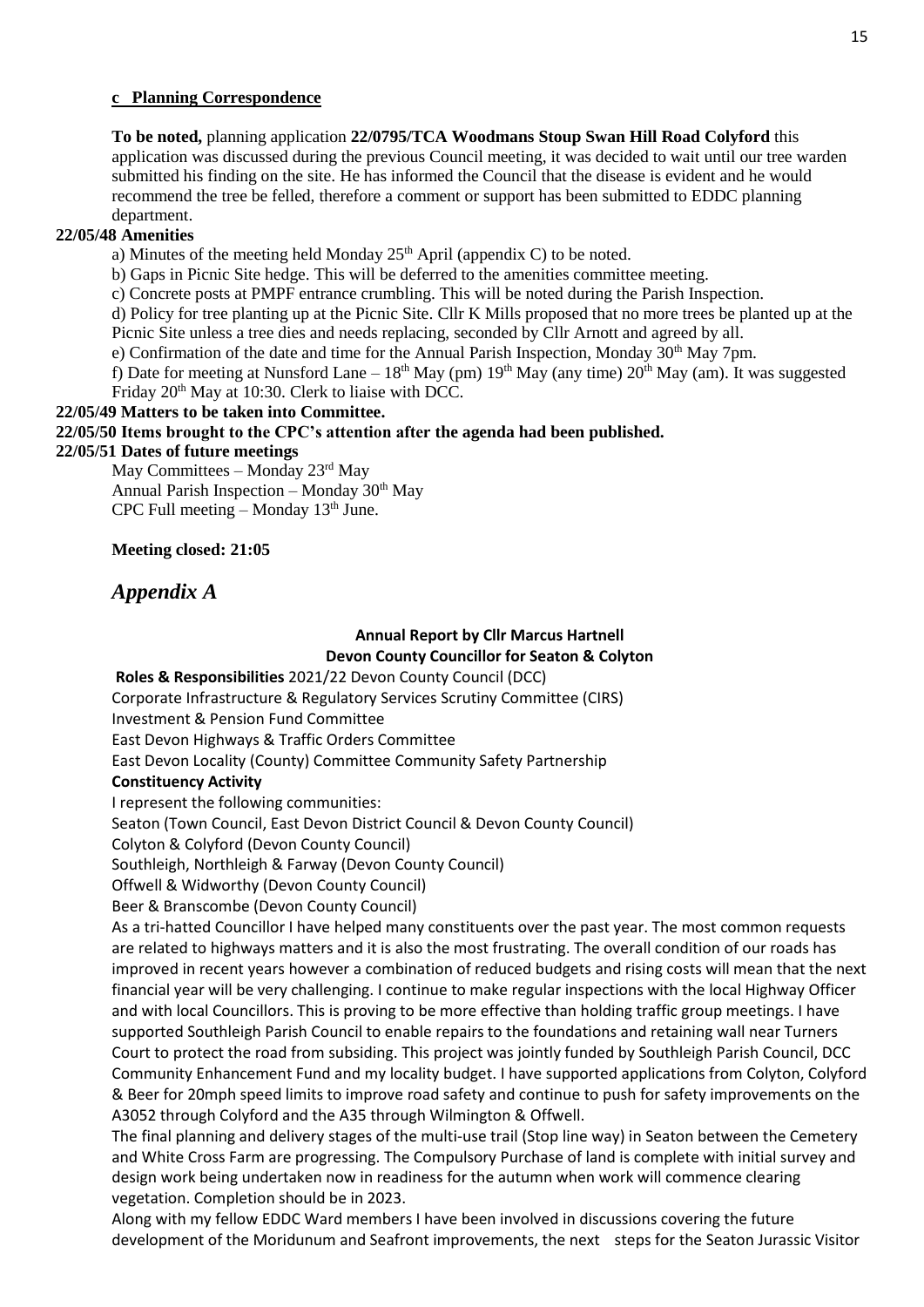**c Planning Correspondence**

**To be noted,** planning application **22/0795/TCA Woodmans Stoup Swan Hill Road Colyford** this application was discussed during the previous Council meeting, it was decided to wait until our tree warden submitted his finding on the site. He has informed the Council that the disease is evident and he would recommend the tree be felled, therefore a comment or support has been submitted to EDDC planning department.

**22/05/48 Amenities**

a) Minutes of the meeting held Monday 25th April (appendix C) to be noted.

b) Gaps in Picnic Site hedge. This will be deferred to the amenities committee meeting.

c) Concrete posts at PMPF entrance crumbling. This will be noted during the Parish Inspection.

d) Policy for tree planting up at the Picnic Site. Cllr K Mills proposed that no more trees be planted up at the Picnic Site unless a tree dies and needs replacing, seconded by Cllr Arnott and agreed by all.

e) Confirmation of the date and time for the Annual Parish Inspection, Monday 30th May 7pm.

f) Date for meeting at Nunsford Lane – 18th May (pm) 19th May (any time) 20th May (am). It was suggested Friday 20th May at 10:30. Clerk to liaise with DCC.

**22/05/49 Matters to be taken into Committee.**

**22/05/50 Items brought to the CPC's attention after the agenda had been published.**

**22/05/51 Dates of future meetings**

May Committees – Monday 23rd May
Annual Parish Inspection – Monday 30th May
CPC Full meeting – Monday 13th June.

**Meeting closed: 21:05**

## *Appendix A*

### Annual Report by Cllr Marcus Hartnell
### Devon County Councillor for Seaton & Colyton

**Roles & Responsibilities** 2021/22 Devon County Council (DCC)
Corporate Infrastructure & Regulatory Services Scrutiny Committee (CIRS)
Investment & Pension Fund Committee
East Devon Highways & Traffic Orders Committee
East Devon Locality (County) Committee Community Safety Partnership

**Constituency Activity**

I represent the following communities:
Seaton (Town Council, East Devon District Council & Devon County Council)
Colyton & Colyford (Devon County Council)
Southleigh, Northleigh & Farway (Devon County Council)
Offwell & Widworthy (Devon County Council)
Beer & Branscombe (Devon County Council)

As a tri-hatted Councillor I have helped many constituents over the past year. The most common requests are related to highways matters and it is also the most frustrating. The overall condition of our roads has improved in recent years however a combination of reduced budgets and rising costs will mean that the next financial year will be very challenging. I continue to make regular inspections with the local Highway Officer and with local Councillors. This is proving to be more effective than holding traffic group meetings. I have supported Southleigh Parish Council to enable repairs to the foundations and retaining wall near Turners Court to protect the road from subsiding. This project was jointly funded by Southleigh Parish Council, DCC Community Enhancement Fund and my locality budget. I have supported applications from Colyton, Colyford & Beer for 20mph speed limits to improve road safety and continue to push for safety improvements on the A3052 through Colyford and the A35 through Wilmington & Offwell.

The final planning and delivery stages of the multi-use trail (Stop line way) in Seaton between the Cemetery and White Cross Farm are progressing. The Compulsory Purchase of land is complete with initial survey and design work being undertaken now in readiness for the autumn when work will commence clearing vegetation. Completion should be in 2023.

Along with my fellow EDDC Ward members I have been involved in discussions covering the future development of the Moridunum and Seafront improvements, the next steps for the Seaton Jurassic Visitor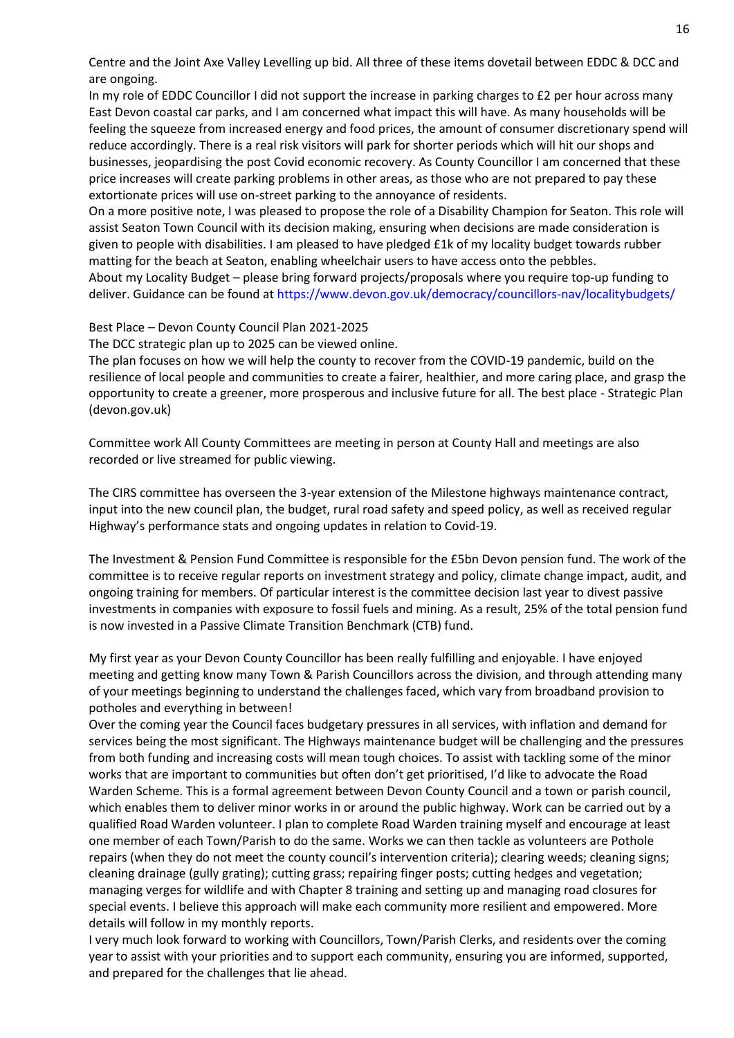Centre and the Joint Axe Valley Levelling up bid. All three of these items dovetail between EDDC & DCC and are ongoing.

In my role of EDDC Councillor I did not support the increase in parking charges to £2 per hour across many East Devon coastal car parks, and I am concerned what impact this will have. As many households will be feeling the squeeze from increased energy and food prices, the amount of consumer discretionary spend will reduce accordingly. There is a real risk visitors will park for shorter periods which will hit our shops and businesses, jeopardising the post Covid economic recovery. As County Councillor I am concerned that these price increases will create parking problems in other areas, as those who are not prepared to pay these extortionate prices will use on-street parking to the annoyance of residents.

On a more positive note, I was pleased to propose the role of a Disability Champion for Seaton. This role will assist Seaton Town Council with its decision making, ensuring when decisions are made consideration is given to people with disabilities. I am pleased to have pledged £1k of my locality budget towards rubber matting for the beach at Seaton, enabling wheelchair users to have access onto the pebbles.

About my Locality Budget – please bring forward projects/proposals where you require top-up funding to deliver. Guidance can be found at https://www.devon.gov.uk/democracy/councillors-nav/localitybudgets/

Best Place – Devon County Council Plan 2021-2025

The DCC strategic plan up to 2025 can be viewed online.

The plan focuses on how we will help the county to recover from the COVID-19 pandemic, build on the resilience of local people and communities to create a fairer, healthier, and more caring place, and grasp the opportunity to create a greener, more prosperous and inclusive future for all. The best place - Strategic Plan (devon.gov.uk)

Committee work All County Committees are meeting in person at County Hall and meetings are also recorded or live streamed for public viewing.

The CIRS committee has overseen the 3-year extension of the Milestone highways maintenance contract, input into the new council plan, the budget, rural road safety and speed policy, as well as received regular Highway's performance stats and ongoing updates in relation to Covid-19.

The Investment & Pension Fund Committee is responsible for the £5bn Devon pension fund. The work of the committee is to receive regular reports on investment strategy and policy, climate change impact, audit, and ongoing training for members. Of particular interest is the committee decision last year to divest passive investments in companies with exposure to fossil fuels and mining. As a result, 25% of the total pension fund is now invested in a Passive Climate Transition Benchmark (CTB) fund.

My first year as your Devon County Councillor has been really fulfilling and enjoyable. I have enjoyed meeting and getting know many Town & Parish Councillors across the division, and through attending many of your meetings beginning to understand the challenges faced, which vary from broadband provision to potholes and everything in between!

Over the coming year the Council faces budgetary pressures in all services, with inflation and demand for services being the most significant. The Highways maintenance budget will be challenging and the pressures from both funding and increasing costs will mean tough choices. To assist with tackling some of the minor works that are important to communities but often don't get prioritised, I'd like to advocate the Road Warden Scheme. This is a formal agreement between Devon County Council and a town or parish council, which enables them to deliver minor works in or around the public highway. Work can be carried out by a qualified Road Warden volunteer. I plan to complete Road Warden training myself and encourage at least one member of each Town/Parish to do the same. Works we can then tackle as volunteers are Pothole repairs (when they do not meet the county council's intervention criteria); clearing weeds; cleaning signs; cleaning drainage (gully grating); cutting grass; repairing finger posts; cutting hedges and vegetation; managing verges for wildlife and with Chapter 8 training and setting up and managing road closures for special events. I believe this approach will make each community more resilient and empowered. More details will follow in my monthly reports.

I very much look forward to working with Councillors, Town/Parish Clerks, and residents over the coming year to assist with your priorities and to support each community, ensuring you are informed, supported, and prepared for the challenges that lie ahead.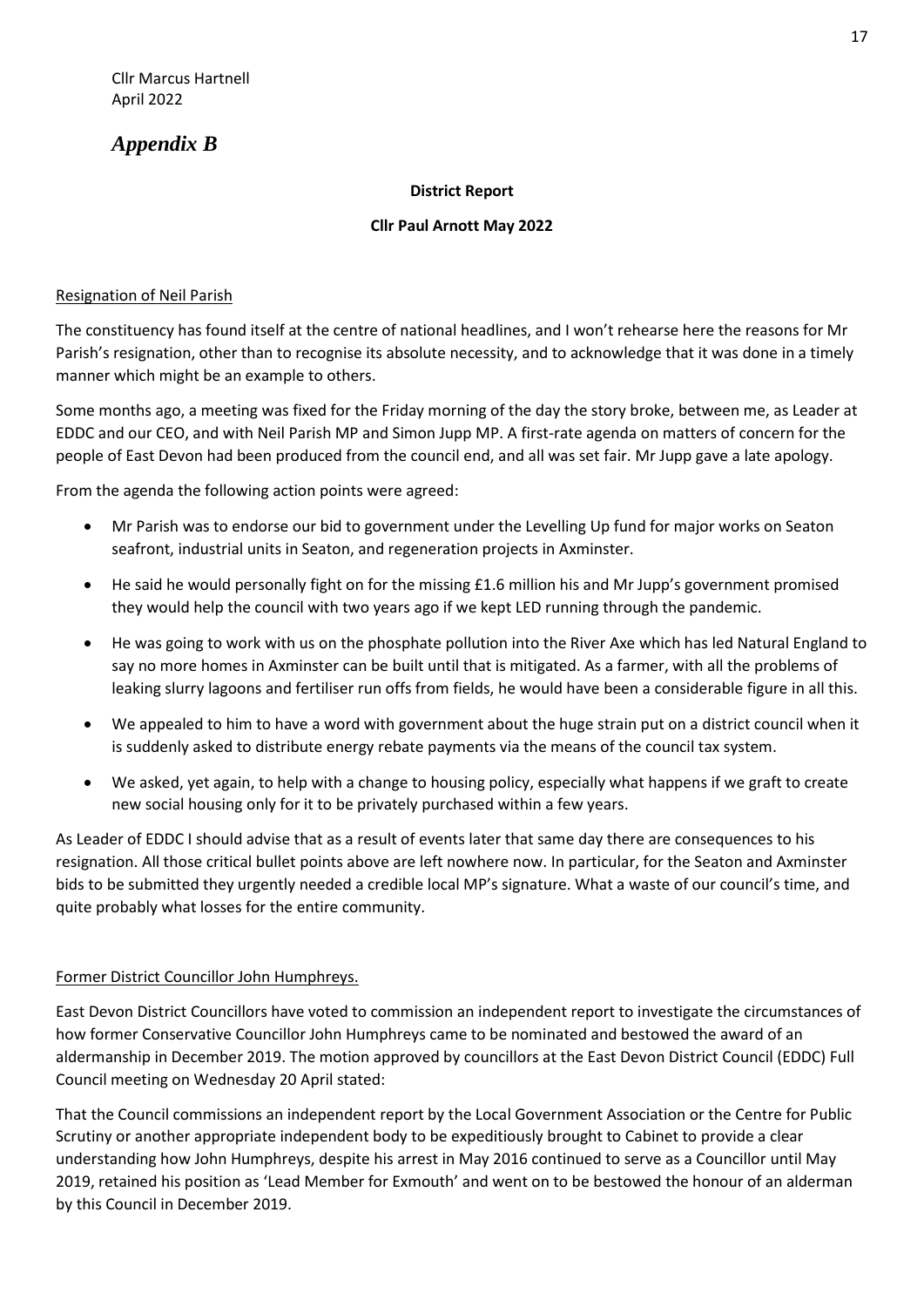Cllr Marcus Hartnell
April 2022

# *Appendix B*

**District Report**

**Cllr Paul Arnott May 2022**

Resignation of Neil Parish

The constituency has found itself at the centre of national headlines, and I won't rehearse here the reasons for Mr Parish's resignation, other than to recognise its absolute necessity, and to acknowledge that it was done in a timely manner which might be an example to others.

Some months ago, a meeting was fixed for the Friday morning of the day the story broke, between me, as Leader at EDDC and our CEO, and with Neil Parish MP and Simon Jupp MP. A first-rate agenda on matters of concern for the people of East Devon had been produced from the council end, and all was set fair. Mr Jupp gave a late apology.

From the agenda the following action points were agreed:

- Mr Parish was to endorse our bid to government under the Levelling Up fund for major works on Seaton seafront, industrial units in Seaton, and regeneration projects in Axminster.
- He said he would personally fight on for the missing £1.6 million his and Mr Jupp's government promised they would help the council with two years ago if we kept LED running through the pandemic.
- He was going to work with us on the phosphate pollution into the River Axe which has led Natural England to say no more homes in Axminster can be built until that is mitigated. As a farmer, with all the problems of leaking slurry lagoons and fertiliser run offs from fields, he would have been a considerable figure in all this.
- We appealed to him to have a word with government about the huge strain put on a district council when it is suddenly asked to distribute energy rebate payments via the means of the council tax system.
- We asked, yet again, to help with a change to housing policy, especially what happens if we graft to create new social housing only for it to be privately purchased within a few years.

As Leader of EDDC I should advise that as a result of events later that same day there are consequences to his resignation. All those critical bullet points above are left nowhere now. In particular, for the Seaton and Axminster bids to be submitted they urgently needed a credible local MP's signature. What a waste of our council's time, and quite probably what losses for the entire community.

Former District Councillor John Humphreys.

East Devon District Councillors have voted to commission an independent report to investigate the circumstances of how former Conservative Councillor John Humphreys came to be nominated and bestowed the award of an aldermanship in December 2019. The motion approved by councillors at the East Devon District Council (EDDC) Full Council meeting on Wednesday 20 April stated:

That the Council commissions an independent report by the Local Government Association or the Centre for Public Scrutiny or another appropriate independent body to be expeditiously brought to Cabinet to provide a clear understanding how John Humphreys, despite his arrest in May 2016 continued to serve as a Councillor until May 2019, retained his position as 'Lead Member for Exmouth' and went on to be bestowed the honour of an alderman by this Council in December 2019.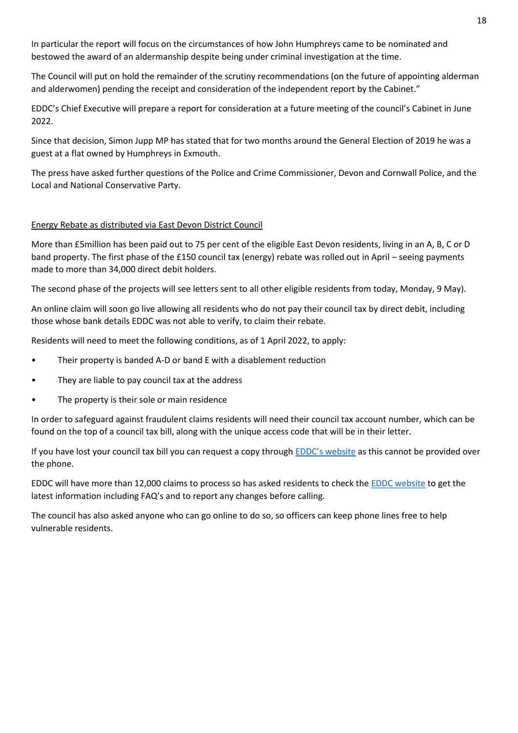In particular the report will focus on the circumstances of how John Humphreys came to be nominated and bestowed the award of an aldermanship despite being under criminal investigation at the time.

The Council will put on hold the remainder of the scrutiny recommendations (on the future of appointing alderman and alderwomen) pending the receipt and consideration of the independent report by the Cabinet."

EDDC's Chief Executive will prepare a report for consideration at a future meeting of the council's Cabinet in June 2022.

Since that decision, Simon Jupp MP has stated that for two months around the General Election of 2019 he was a guest at a flat owned by Humphreys in Exmouth.

The press have asked further questions of the Police and Crime Commissioner, Devon and Cornwall Police, and the Local and National Conservative Party.

<u>Energy Rebate as distributed via East Devon District Council</u>

More than £5million has been paid out to 75 per cent of the eligible East Devon residents, living in an A, B, C or D band property. The first phase of the £150 council tax (energy) rebate was rolled out in April – seeing payments made to more than 34,000 direct debit holders.

The second phase of the projects will see letters sent to all other eligible residents from today, Monday, 9 May).

An online claim will soon go live allowing all residents who do not pay their council tax by direct debit, including those whose bank details EDDC was not able to verify, to claim their rebate.

Residents will need to meet the following conditions, as of 1 April 2022, to apply:

- Their property is banded A-D or band E with a disablement reduction
- They are liable to pay council tax at the address
- The property is their sole or main residence

In order to safeguard against fraudulent claims residents will need their council tax account number, which can be found on the top of a council tax bill, along with the unique access code that will be in their letter.

If you have lost your council tax bill you can request a copy through EDDC's website as this cannot be provided over the phone.

EDDC will have more than 12,000 claims to process so has asked residents to check the EDDC website to get the latest information including FAQ's and to report any changes before calling.

The council has also asked anyone who can go online to do so, so officers can keep phone lines free to help vulnerable residents.